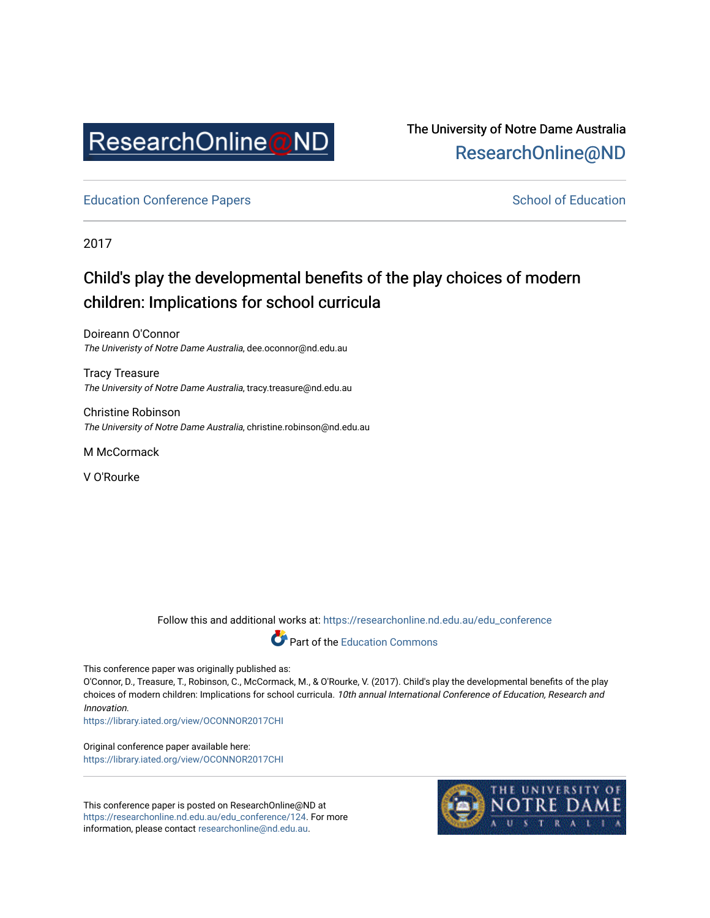ResearchOnline@ND

The University of Notre Dame Australia
ResearchOnline@ND

Education Conference Papers | School of Education

2017

# Child's play the developmental benefits of the play choices of modern children: Implications for school curricula

Doireann O'Connor
*The Univeristy of Notre Dame Australia*, dee.oconnor@nd.edu.au

Tracy Treasure
*The University of Notre Dame Australia*, tracy.treasure@nd.edu.au

Christine Robinson
*The University of Notre Dame Australia*, christine.robinson@nd.edu.au

M McCormack

V O'Rourke

Follow this and additional works at: https://researchonline.nd.edu.au/edu_conference

Part of the Education Commons

This conference paper was originally published as:
O'Connor, D., Treasure, T., Robinson, C., McCormack, M., & O'Rourke, V. (2017). Child's play the developmental benefits of the play choices of modern children: Implications for school curricula. *10th annual International Conference of Education, Research and Innovation*.
https://library.iated.org/view/OCONNOR2017CHI

Original conference paper available here:
https://library.iated.org/view/OCONNOR2017CHI

This conference paper is posted on ResearchOnline@ND at https://researchonline.nd.edu.au/edu_conference/124. For more information, please contact researchonline@nd.edu.au.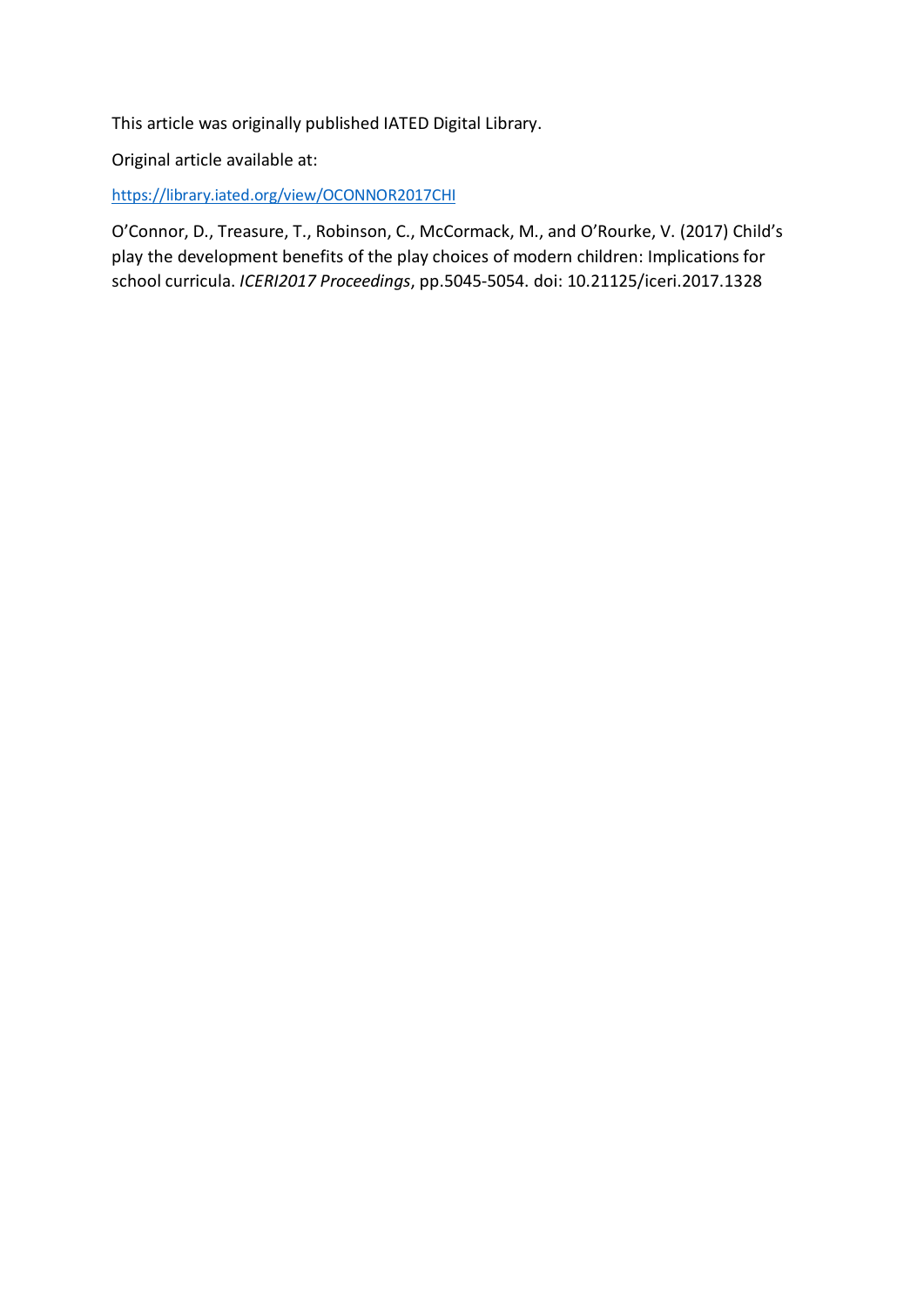This article was originally published IATED Digital Library.

Original article available at:

https://library.iated.org/view/OCONNOR2017CHI

O'Connor, D., Treasure, T., Robinson, C., McCormack, M., and O'Rourke, V. (2017) Child's play the development benefits of the play choices of modern children: Implications for school curricula. *ICERI2017 Proceedings*, pp.5045-5054. doi: 10.21125/iceri.2017.1328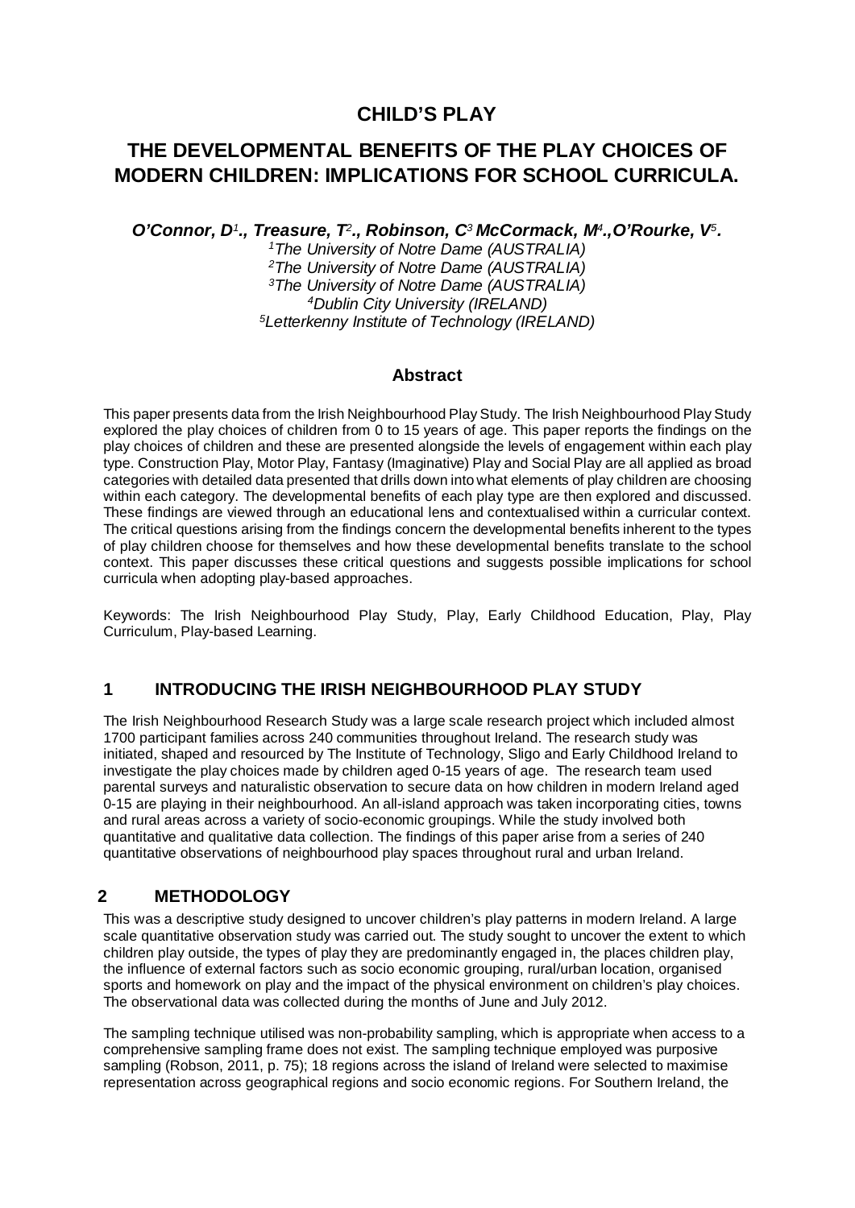# CHILD'S PLAY

# THE DEVELOPMENTAL BENEFITS OF THE PLAY CHOICES OF MODERN CHILDREN: IMPLICATIONS FOR SCHOOL CURRICULA.

***O'Connor, D[1]., Treasure, T[2]., Robinson, C[3] McCormack, M[4].,O'Rourke, V[5].***

*[1]The University of Notre Dame (AUSTRALIA)*
*[2]The University of Notre Dame (AUSTRALIA)*
*[3]The University of Notre Dame (AUSTRALIA)*
*[4]Dublin City University (IRELAND)*
*[5]Letterkenny Institute of Technology (IRELAND)*

## Abstract

This paper presents data from the Irish Neighbourhood Play Study. The Irish Neighbourhood Play Study explored the play choices of children from 0 to 15 years of age. This paper reports the findings on the play choices of children and these are presented alongside the levels of engagement within each play type. Construction Play, Motor Play, Fantasy (Imaginative) Play and Social Play are all applied as broad categories with detailed data presented that drills down into what elements of play children are choosing within each category. The developmental benefits of each play type are then explored and discussed. These findings are viewed through an educational lens and contextualised within a curricular context. The critical questions arising from the findings concern the developmental benefits inherent to the types of play children choose for themselves and how these developmental benefits translate to the school context. This paper discusses these critical questions and suggests possible implications for school curricula when adopting play-based approaches.

Keywords: The Irish Neighbourhood Play Study, Play, Early Childhood Education, Play, Play Curriculum, Play-based Learning.

## 1 INTRODUCING THE IRISH NEIGHBOURHOOD PLAY STUDY

The Irish Neighbourhood Research Study was a large scale research project which included almost 1700 participant families across 240 communities throughout Ireland. The research study was initiated, shaped and resourced by The Institute of Technology, Sligo and Early Childhood Ireland to investigate the play choices made by children aged 0-15 years of age. The research team used parental surveys and naturalistic observation to secure data on how children in modern Ireland aged 0-15 are playing in their neighbourhood. An all-island approach was taken incorporating cities, towns and rural areas across a variety of socio-economic groupings. While the study involved both quantitative and qualitative data collection. The findings of this paper arise from a series of 240 quantitative observations of neighbourhood play spaces throughout rural and urban Ireland.

## 2 METHODOLOGY

This was a descriptive study designed to uncover children's play patterns in modern Ireland. A large scale quantitative observation study was carried out. The study sought to uncover the extent to which children play outside, the types of play they are predominantly engaged in, the places children play, the influence of external factors such as socio economic grouping, rural/urban location, organised sports and homework on play and the impact of the physical environment on children's play choices. The observational data was collected during the months of June and July 2012.

The sampling technique utilised was non-probability sampling, which is appropriate when access to a comprehensive sampling frame does not exist. The sampling technique employed was purposive sampling (Robson, 2011, p. 75); 18 regions across the island of Ireland were selected to maximise representation across geographical regions and socio economic regions. For Southern Ireland, the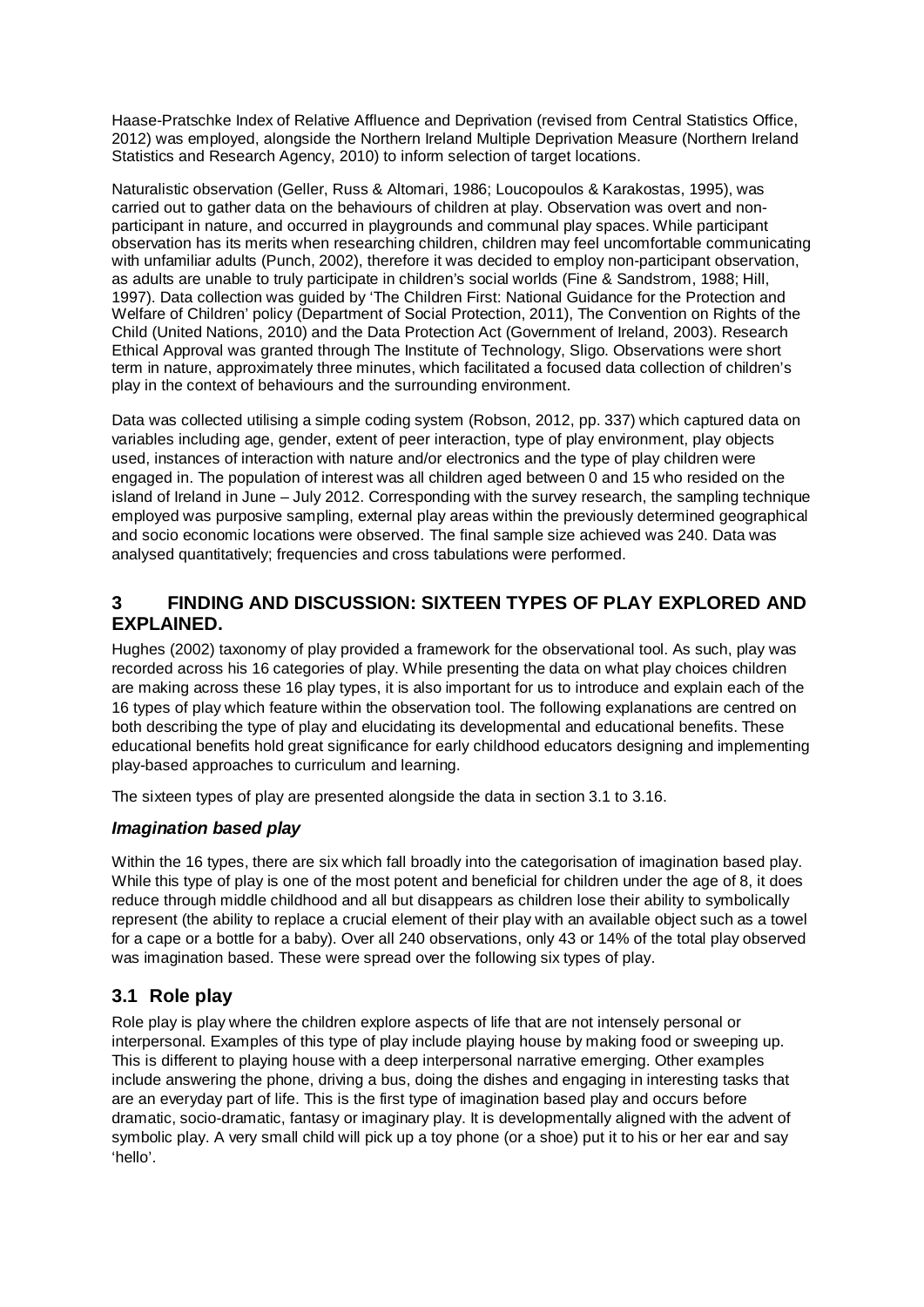Haase-Pratschke Index of Relative Affluence and Deprivation (revised from Central Statistics Office, 2012) was employed, alongside the Northern Ireland Multiple Deprivation Measure (Northern Ireland Statistics and Research Agency, 2010) to inform selection of target locations.

Naturalistic observation (Geller, Russ & Altomari, 1986; Loucopoulos & Karakostas, 1995), was carried out to gather data on the behaviours of children at play. Observation was overt and non-participant in nature, and occurred in playgrounds and communal play spaces. While participant observation has its merits when researching children, children may feel uncomfortable communicating with unfamiliar adults (Punch, 2002), therefore it was decided to employ non-participant observation, as adults are unable to truly participate in children's social worlds (Fine & Sandstrom, 1988; Hill, 1997). Data collection was guided by 'The Children First: National Guidance for the Protection and Welfare of Children' policy (Department of Social Protection, 2011), The Convention on Rights of the Child (United Nations, 2010) and the Data Protection Act (Government of Ireland, 2003). Research Ethical Approval was granted through The Institute of Technology, Sligo. Observations were short term in nature, approximately three minutes, which facilitated a focused data collection of children's play in the context of behaviours and the surrounding environment.

Data was collected utilising a simple coding system (Robson, 2012, pp. 337) which captured data on variables including age, gender, extent of peer interaction, type of play environment, play objects used, instances of interaction with nature and/or electronics and the type of play children were engaged in. The population of interest was all children aged between 0 and 15 who resided on the island of Ireland in June – July 2012. Corresponding with the survey research, the sampling technique employed was purposive sampling, external play areas within the previously determined geographical and socio economic locations were observed. The final sample size achieved was 240. Data was analysed quantitatively; frequencies and cross tabulations were performed.

## 3 FINDING AND DISCUSSION: SIXTEEN TYPES OF PLAY EXPLORED AND EXPLAINED.

Hughes (2002) taxonomy of play provided a framework for the observational tool. As such, play was recorded across his 16 categories of play. While presenting the data on what play choices children are making across these 16 play types, it is also important for us to introduce and explain each of the 16 types of play which feature within the observation tool. The following explanations are centred on both describing the type of play and elucidating its developmental and educational benefits. These educational benefits hold great significance for early childhood educators designing and implementing play-based approaches to curriculum and learning.

The sixteen types of play are presented alongside the data in section 3.1 to 3.16.

### *Imagination based play*

Within the 16 types, there are six which fall broadly into the categorisation of imagination based play. While this type of play is one of the most potent and beneficial for children under the age of 8, it does reduce through middle childhood and all but disappears as children lose their ability to symbolically represent (the ability to replace a crucial element of their play with an available object such as a towel for a cape or a bottle for a baby). Over all 240 observations, only 43 or 14% of the total play observed was imagination based. These were spread over the following six types of play.

## 3.1 Role play

Role play is play where the children explore aspects of life that are not intensely personal or interpersonal. Examples of this type of play include playing house by making food or sweeping up. This is different to playing house with a deep interpersonal narrative emerging. Other examples include answering the phone, driving a bus, doing the dishes and engaging in interesting tasks that are an everyday part of life. This is the first type of imagination based play and occurs before dramatic, socio-dramatic, fantasy or imaginary play. It is developmentally aligned with the advent of symbolic play. A very small child will pick up a toy phone (or a shoe) put it to his or her ear and say 'hello'.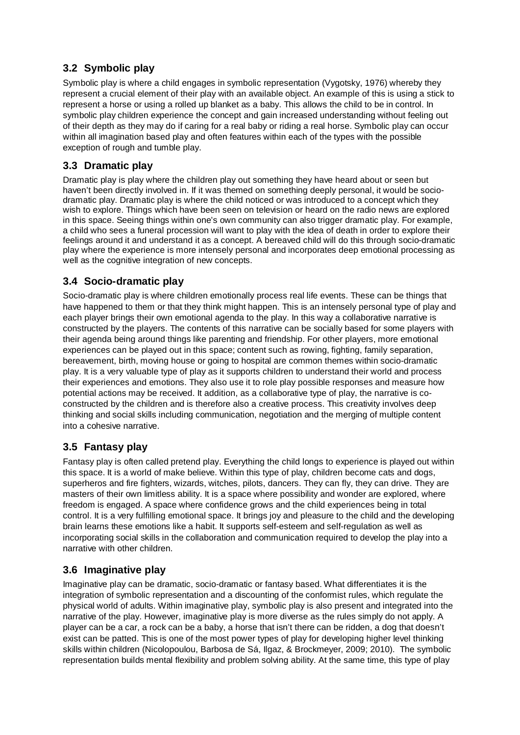## 3.2 Symbolic play

Symbolic play is where a child engages in symbolic representation (Vygotsky, 1976) whereby they represent a crucial element of their play with an available object. An example of this is using a stick to represent a horse or using a rolled up blanket as a baby. This allows the child to be in control. In symbolic play children experience the concept and gain increased understanding without feeling out of their depth as they may do if caring for a real baby or riding a real horse. Symbolic play can occur within all imagination based play and often features within each of the types with the possible exception of rough and tumble play.

## 3.3 Dramatic play

Dramatic play is play where the children play out something they have heard about or seen but haven't been directly involved in. If it was themed on something deeply personal, it would be socio-dramatic play. Dramatic play is where the child noticed or was introduced to a concept which they wish to explore. Things which have been seen on television or heard on the radio news are explored in this space. Seeing things within one's own community can also trigger dramatic play. For example, a child who sees a funeral procession will want to play with the idea of death in order to explore their feelings around it and understand it as a concept. A bereaved child will do this through socio-dramatic play where the experience is more intensely personal and incorporates deep emotional processing as well as the cognitive integration of new concepts.

## 3.4 Socio-dramatic play

Socio-dramatic play is where children emotionally process real life events. These can be things that have happened to them or that they think might happen. This is an intensely personal type of play and each player brings their own emotional agenda to the play. In this way a collaborative narrative is constructed by the players. The contents of this narrative can be socially based for some players with their agenda being around things like parenting and friendship. For other players, more emotional experiences can be played out in this space; content such as rowing, fighting, family separation, bereavement, birth, moving house or going to hospital are common themes within socio-dramatic play. It is a very valuable type of play as it supports children to understand their world and process their experiences and emotions. They also use it to role play possible responses and measure how potential actions may be received. It addition, as a collaborative type of play, the narrative is co-constructed by the children and is therefore also a creative process. This creativity involves deep thinking and social skills including communication, negotiation and the merging of multiple content into a cohesive narrative.

## 3.5 Fantasy play

Fantasy play is often called pretend play. Everything the child longs to experience is played out within this space. It is a world of make believe. Within this type of play, children become cats and dogs, superheros and fire fighters, wizards, witches, pilots, dancers. They can fly, they can drive. They are masters of their own limitless ability. It is a space where possibility and wonder are explored, where freedom is engaged. A space where confidence grows and the child experiences being in total control. It is a very fulfilling emotional space. It brings joy and pleasure to the child and the developing brain learns these emotions like a habit. It supports self-esteem and self-regulation as well as incorporating social skills in the collaboration and communication required to develop the play into a narrative with other children.

## 3.6 Imaginative play

Imaginative play can be dramatic, socio-dramatic or fantasy based. What differentiates it is the integration of symbolic representation and a discounting of the conformist rules, which regulate the physical world of adults. Within imaginative play, symbolic play is also present and integrated into the narrative of the play. However, imaginative play is more diverse as the rules simply do not apply. A player can be a car, a rock can be a baby, a horse that isn't there can be ridden, a dog that doesn't exist can be patted. This is one of the most power types of play for developing higher level thinking skills within children (Nicolopoulou, Barbosa de Sá, Ilgaz, & Brockmeyer, 2009; 2010). The symbolic representation builds mental flexibility and problem solving ability. At the same time, this type of play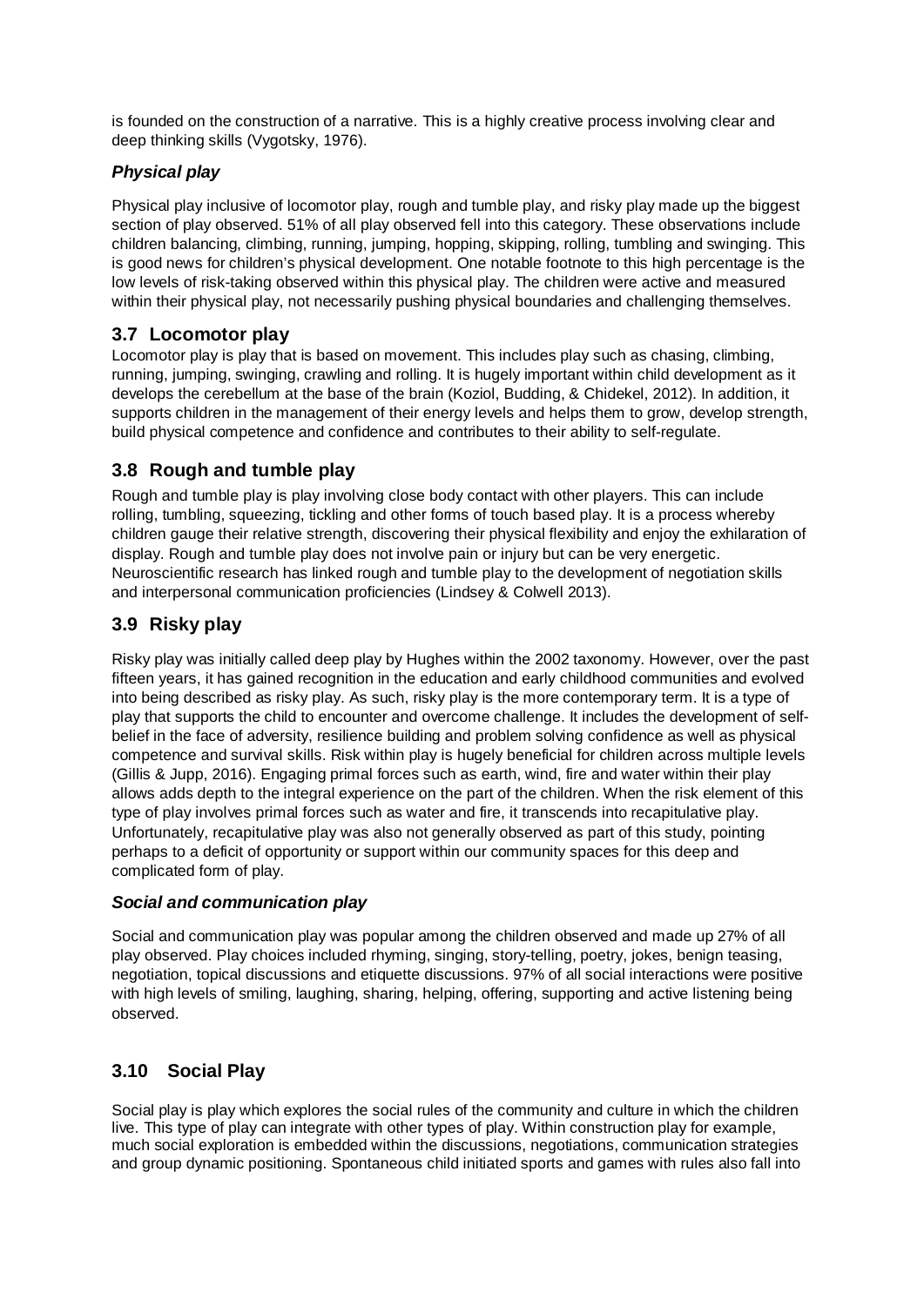is founded on the construction of a narrative. This is a highly creative process involving clear and deep thinking skills (Vygotsky, 1976).

***Physical play***

Physical play inclusive of locomotor play, rough and tumble play, and risky play made up the biggest section of play observed. 51% of all play observed fell into this category. These observations include children balancing, climbing, running, jumping, hopping, skipping, rolling, tumbling and swinging. This is good news for children's physical development. One notable footnote to this high percentage is the low levels of risk-taking observed within this physical play. The children were active and measured within their physical play, not necessarily pushing physical boundaries and challenging themselves.

## 3.7 Locomotor play

Locomotor play is play that is based on movement. This includes play such as chasing, climbing, running, jumping, swinging, crawling and rolling. It is hugely important within child development as it develops the cerebellum at the base of the brain (Koziol, Budding, & Chidekel, 2012). In addition, it supports children in the management of their energy levels and helps them to grow, develop strength, build physical competence and confidence and contributes to their ability to self-regulate.

## 3.8 Rough and tumble play

Rough and tumble play is play involving close body contact with other players. This can include rolling, tumbling, squeezing, tickling and other forms of touch based play. It is a process whereby children gauge their relative strength, discovering their physical flexibility and enjoy the exhilaration of display. Rough and tumble play does not involve pain or injury but can be very energetic. Neuroscientific research has linked rough and tumble play to the development of negotiation skills and interpersonal communication proficiencies (Lindsey & Colwell 2013).

## 3.9 Risky play

Risky play was initially called deep play by Hughes within the 2002 taxonomy. However, over the past fifteen years, it has gained recognition in the education and early childhood communities and evolved into being described as risky play. As such, risky play is the more contemporary term. It is a type of play that supports the child to encounter and overcome challenge. It includes the development of self-belief in the face of adversity, resilience building and problem solving confidence as well as physical competence and survival skills. Risk within play is hugely beneficial for children across multiple levels (Gillis & Jupp, 2016). Engaging primal forces such as earth, wind, fire and water within their play allows adds depth to the integral experience on the part of the children. When the risk element of this type of play involves primal forces such as water and fire, it transcends into recapitulative play. Unfortunately, recapitulative play was also not generally observed as part of this study, pointing perhaps to a deficit of opportunity or support within our community spaces for this deep and complicated form of play.

***Social and communication play***

Social and communication play was popular among the children observed and made up 27% of all play observed. Play choices included rhyming, singing, story-telling, poetry, jokes, benign teasing, negotiation, topical discussions and etiquette discussions. 97% of all social interactions were positive with high levels of smiling, laughing, sharing, helping, offering, supporting and active listening being observed.

## 3.10 Social Play

Social play is play which explores the social rules of the community and culture in which the children live. This type of play can integrate with other types of play. Within construction play for example, much social exploration is embedded within the discussions, negotiations, communication strategies and group dynamic positioning. Spontaneous child initiated sports and games with rules also fall into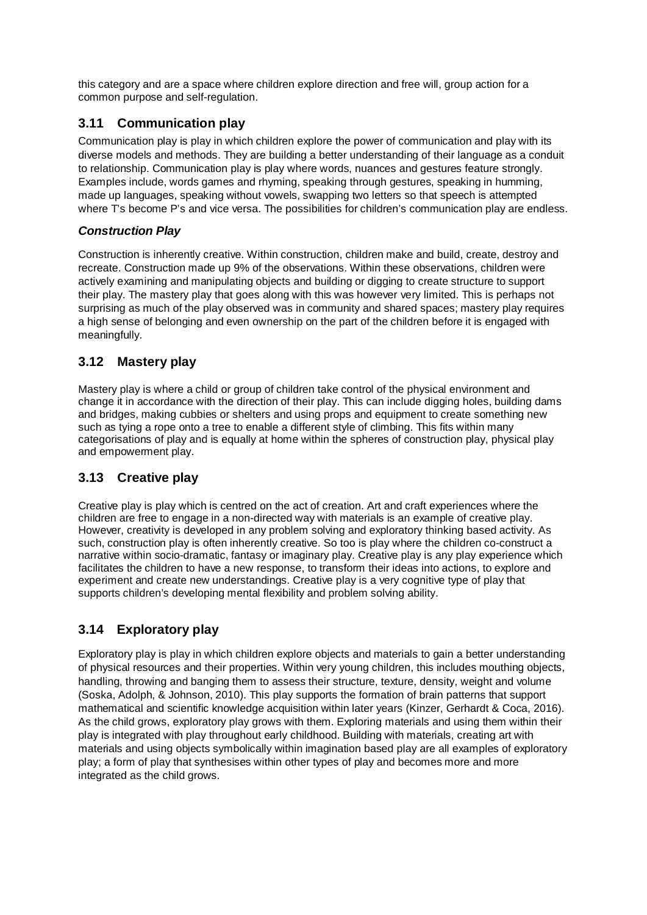this category and are a space where children explore direction and free will, group action for a common purpose and self-regulation.

## 3.11 Communication play

Communication play is play in which children explore the power of communication and play with its diverse models and methods. They are building a better understanding of their language as a conduit to relationship. Communication play is play where words, nuances and gestures feature strongly. Examples include, words games and rhyming, speaking through gestures, speaking in humming, made up languages, speaking without vowels, swapping two letters so that speech is attempted where T's become P's and vice versa. The possibilities for children's communication play are endless.

### *Construction Play*

Construction is inherently creative. Within construction, children make and build, create, destroy and recreate. Construction made up 9% of the observations. Within these observations, children were actively examining and manipulating objects and building or digging to create structure to support their play. The mastery play that goes along with this was however very limited. This is perhaps not surprising as much of the play observed was in community and shared spaces; mastery play requires a high sense of belonging and even ownership on the part of the children before it is engaged with meaningfully.

## 3.12 Mastery play

Mastery play is where a child or group of children take control of the physical environment and change it in accordance with the direction of their play. This can include digging holes, building dams and bridges, making cubbies or shelters and using props and equipment to create something new such as tying a rope onto a tree to enable a different style of climbing. This fits within many categorisations of play and is equally at home within the spheres of construction play, physical play and empowerment play.

## 3.13 Creative play

Creative play is play which is centred on the act of creation. Art and craft experiences where the children are free to engage in a non-directed way with materials is an example of creative play. However, creativity is developed in any problem solving and exploratory thinking based activity. As such, construction play is often inherently creative. So too is play where the children co-construct a narrative within socio-dramatic, fantasy or imaginary play. Creative play is any play experience which facilitates the children to have a new response, to transform their ideas into actions, to explore and experiment and create new understandings. Creative play is a very cognitive type of play that supports children's developing mental flexibility and problem solving ability.

## 3.14 Exploratory play

Exploratory play is play in which children explore objects and materials to gain a better understanding of physical resources and their properties. Within very young children, this includes mouthing objects, handling, throwing and banging them to assess their structure, texture, density, weight and volume (Soska, Adolph, & Johnson, 2010). This play supports the formation of brain patterns that support mathematical and scientific knowledge acquisition within later years (Kinzer, Gerhardt & Coca, 2016). As the child grows, exploratory play grows with them. Exploring materials and using them within their play is integrated with play throughout early childhood. Building with materials, creating art with materials and using objects symbolically within imagination based play are all examples of exploratory play; a form of play that synthesises within other types of play and becomes more and more integrated as the child grows.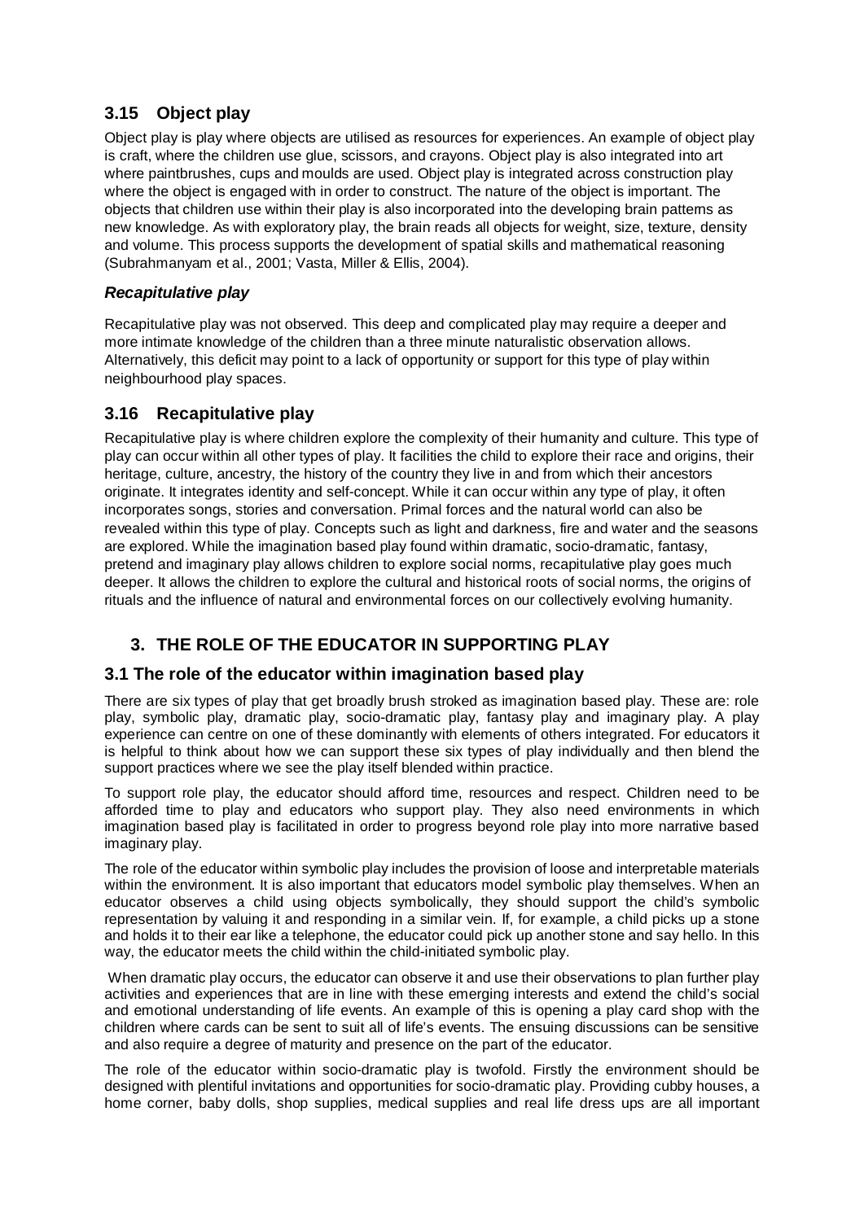## 3.15 Object play

Object play is play where objects are utilised as resources for experiences. An example of object play is craft, where the children use glue, scissors, and crayons. Object play is also integrated into art where paintbrushes, cups and moulds are used. Object play is integrated across construction play where the object is engaged with in order to construct. The nature of the object is important. The objects that children use within their play is also incorporated into the developing brain patterns as new knowledge. As with exploratory play, the brain reads all objects for weight, size, texture, density and volume. This process supports the development of spatial skills and mathematical reasoning (Subrahmanyam et al., 2001; Vasta, Miller & Ellis, 2004).

### *Recapitulative play*

Recapitulative play was not observed. This deep and complicated play may require a deeper and more intimate knowledge of the children than a three minute naturalistic observation allows. Alternatively, this deficit may point to a lack of opportunity or support for this type of play within neighbourhood play spaces.

## 3.16 Recapitulative play

Recapitulative play is where children explore the complexity of their humanity and culture. This type of play can occur within all other types of play. It facilities the child to explore their race and origins, their heritage, culture, ancestry, the history of the country they live in and from which their ancestors originate. It integrates identity and self-concept. While it can occur within any type of play, it often incorporates songs, stories and conversation. Primal forces and the natural world can also be revealed within this type of play. Concepts such as light and darkness, fire and water and the seasons are explored. While the imagination based play found within dramatic, socio-dramatic, fantasy, pretend and imaginary play allows children to explore social norms, recapitulative play goes much deeper. It allows the children to explore the cultural and historical roots of social norms, the origins of rituals and the influence of natural and environmental forces on our collectively evolving humanity.

# 3. THE ROLE OF THE EDUCATOR IN SUPPORTING PLAY

## 3.1 The role of the educator within imagination based play

There are six types of play that get broadly brush stroked as imagination based play. These are: role play, symbolic play, dramatic play, socio-dramatic play, fantasy play and imaginary play. A play experience can centre on one of these dominantly with elements of others integrated. For educators it is helpful to think about how we can support these six types of play individually and then blend the support practices where we see the play itself blended within practice.

To support role play, the educator should afford time, resources and respect. Children need to be afforded time to play and educators who support play. They also need environments in which imagination based play is facilitated in order to progress beyond role play into more narrative based imaginary play.

The role of the educator within symbolic play includes the provision of loose and interpretable materials within the environment. It is also important that educators model symbolic play themselves. When an educator observes a child using objects symbolically, they should support the child's symbolic representation by valuing it and responding in a similar vein. If, for example, a child picks up a stone and holds it to their ear like a telephone, the educator could pick up another stone and say hello. In this way, the educator meets the child within the child-initiated symbolic play.

When dramatic play occurs, the educator can observe it and use their observations to plan further play activities and experiences that are in line with these emerging interests and extend the child's social and emotional understanding of life events. An example of this is opening a play card shop with the children where cards can be sent to suit all of life's events. The ensuing discussions can be sensitive and also require a degree of maturity and presence on the part of the educator.

The role of the educator within socio-dramatic play is twofold. Firstly the environment should be designed with plentiful invitations and opportunities for socio-dramatic play. Providing cubby houses, a home corner, baby dolls, shop supplies, medical supplies and real life dress ups are all important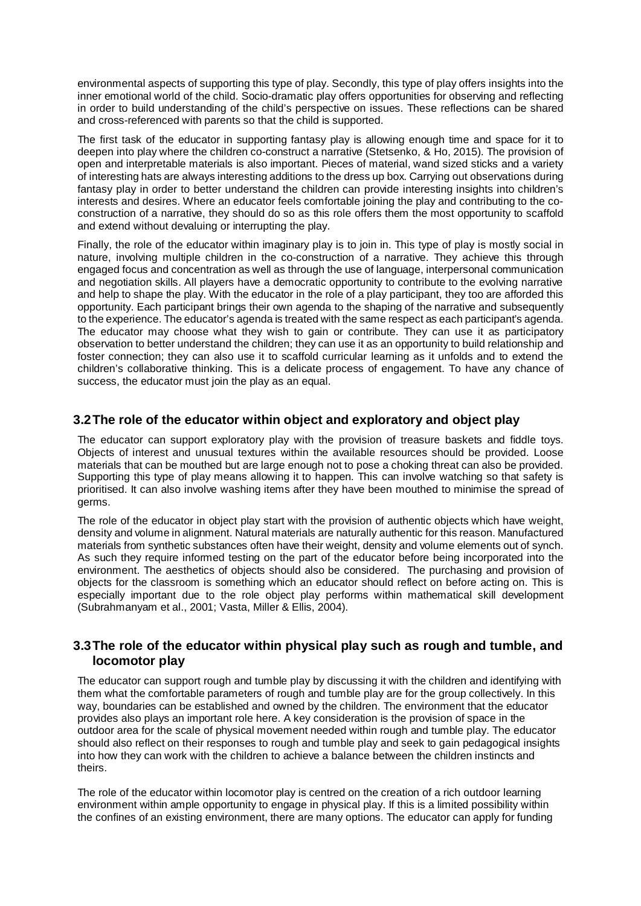environmental aspects of supporting this type of play. Secondly, this type of play offers insights into the inner emotional world of the child. Socio-dramatic play offers opportunities for observing and reflecting in order to build understanding of the child's perspective on issues. These reflections can be shared and cross-referenced with parents so that the child is supported.

The first task of the educator in supporting fantasy play is allowing enough time and space for it to deepen into play where the children co-construct a narrative (Stetsenko, & Ho, 2015). The provision of open and interpretable materials is also important. Pieces of material, wand sized sticks and a variety of interesting hats are always interesting additions to the dress up box. Carrying out observations during fantasy play in order to better understand the children can provide interesting insights into children's interests and desires. Where an educator feels comfortable joining the play and contributing to the co-construction of a narrative, they should do so as this role offers them the most opportunity to scaffold and extend without devaluing or interrupting the play.

Finally, the role of the educator within imaginary play is to join in. This type of play is mostly social in nature, involving multiple children in the co-construction of a narrative. They achieve this through engaged focus and concentration as well as through the use of language, interpersonal communication and negotiation skills. All players have a democratic opportunity to contribute to the evolving narrative and help to shape the play. With the educator in the role of a play participant, they too are afforded this opportunity. Each participant brings their own agenda to the shaping of the narrative and subsequently to the experience. The educator's agenda is treated with the same respect as each participant's agenda. The educator may choose what they wish to gain or contribute. They can use it as participatory observation to better understand the children; they can use it as an opportunity to build relationship and foster connection; they can also use it to scaffold curricular learning as it unfolds and to extend the children's collaborative thinking. This is a delicate process of engagement. To have any chance of success, the educator must join the play as an equal.

## 3.2 The role of the educator within object and exploratory and object play

The educator can support exploratory play with the provision of treasure baskets and fiddle toys. Objects of interest and unusual textures within the available resources should be provided. Loose materials that can be mouthed but are large enough not to pose a choking threat can also be provided. Supporting this type of play means allowing it to happen. This can involve watching so that safety is prioritised. It can also involve washing items after they have been mouthed to minimise the spread of germs.

The role of the educator in object play start with the provision of authentic objects which have weight, density and volume in alignment. Natural materials are naturally authentic for this reason. Manufactured materials from synthetic substances often have their weight, density and volume elements out of synch. As such they require informed testing on the part of the educator before being incorporated into the environment. The aesthetics of objects should also be considered. The purchasing and provision of objects for the classroom is something which an educator should reflect on before acting on. This is especially important due to the role object play performs within mathematical skill development (Subrahmanyam et al., 2001; Vasta, Miller & Ellis, 2004).

## 3.3 The role of the educator within physical play such as rough and tumble, and locomotor play

The educator can support rough and tumble play by discussing it with the children and identifying with them what the comfortable parameters of rough and tumble play are for the group collectively. In this way, boundaries can be established and owned by the children. The environment that the educator provides also plays an important role here. A key consideration is the provision of space in the outdoor area for the scale of physical movement needed within rough and tumble play. The educator should also reflect on their responses to rough and tumble play and seek to gain pedagogical insights into how they can work with the children to achieve a balance between the children instincts and theirs.

The role of the educator within locomotor play is centred on the creation of a rich outdoor learning environment within ample opportunity to engage in physical play. If this is a limited possibility within the confines of an existing environment, there are many options. The educator can apply for funding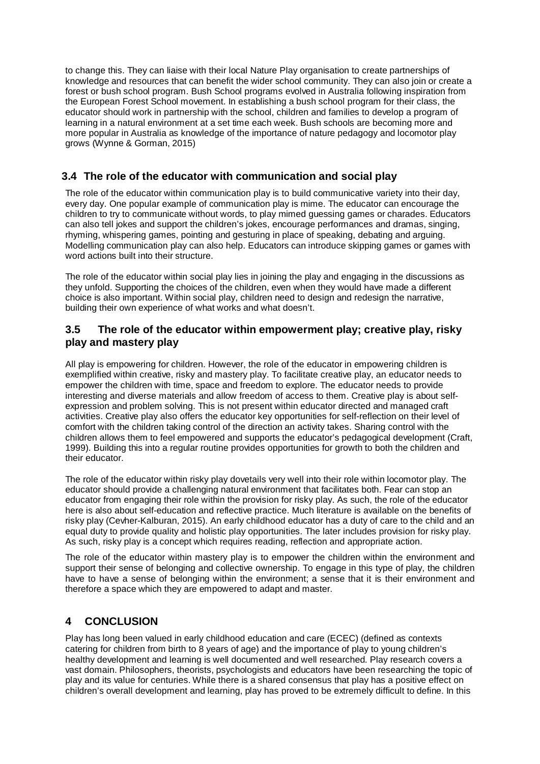to change this. They can liaise with their local Nature Play organisation to create partnerships of knowledge and resources that can benefit the wider school community. They can also join or create a forest or bush school program. Bush School programs evolved in Australia following inspiration from the European Forest School movement. In establishing a bush school program for their class, the educator should work in partnership with the school, children and families to develop a program of learning in a natural environment at a set time each week. Bush schools are becoming more and more popular in Australia as knowledge of the importance of nature pedagogy and locomotor play grows (Wynne & Gorman, 2015)

### 3.4 The role of the educator with communication and social play

The role of the educator within communication play is to build communicative variety into their day, every day. One popular example of communication play is mime. The educator can encourage the children to try to communicate without words, to play mimed guessing games or charades. Educators can also tell jokes and support the children's jokes, encourage performances and dramas, singing, rhyming, whispering games, pointing and gesturing in place of speaking, debating and arguing. Modelling communication play can also help. Educators can introduce skipping games or games with word actions built into their structure.

The role of the educator within social play lies in joining the play and engaging in the discussions as they unfold. Supporting the choices of the children, even when they would have made a different choice is also important. Within social play, children need to design and redesign the narrative, building their own experience of what works and what doesn't.

### 3.5 The role of the educator within empowerment play; creative play, risky play and mastery play

All play is empowering for children. However, the role of the educator in empowering children is exemplified within creative, risky and mastery play. To facilitate creative play, an educator needs to empower the children with time, space and freedom to explore. The educator needs to provide interesting and diverse materials and allow freedom of access to them. Creative play is about self-expression and problem solving. This is not present within educator directed and managed craft activities. Creative play also offers the educator key opportunities for self-reflection on their level of comfort with the children taking control of the direction an activity takes. Sharing control with the children allows them to feel empowered and supports the educator's pedagogical development (Craft, 1999). Building this into a regular routine provides opportunities for growth to both the children and their educator.

The role of the educator within risky play dovetails very well into their role within locomotor play. The educator should provide a challenging natural environment that facilitates both. Fear can stop an educator from engaging their role within the provision for risky play. As such, the role of the educator here is also about self-education and reflective practice. Much literature is available on the benefits of risky play (Cevher-Kalburan, 2015). An early childhood educator has a duty of care to the child and an equal duty to provide quality and holistic play opportunities. The later includes provision for risky play. As such, risky play is a concept which requires reading, reflection and appropriate action.

The role of the educator within mastery play is to empower the children within the environment and support their sense of belonging and collective ownership. To engage in this type of play, the children have to have a sense of belonging within the environment; a sense that it is their environment and therefore a space which they are empowered to adapt and master.

## 4 CONCLUSION

Play has long been valued in early childhood education and care (ECEC) (defined as contexts catering for children from birth to 8 years of age) and the importance of play to young children's healthy development and learning is well documented and well researched. Play research covers a vast domain. Philosophers, theorists, psychologists and educators have been researching the topic of play and its value for centuries. While there is a shared consensus that play has a positive effect on children's overall development and learning, play has proved to be extremely difficult to define. In this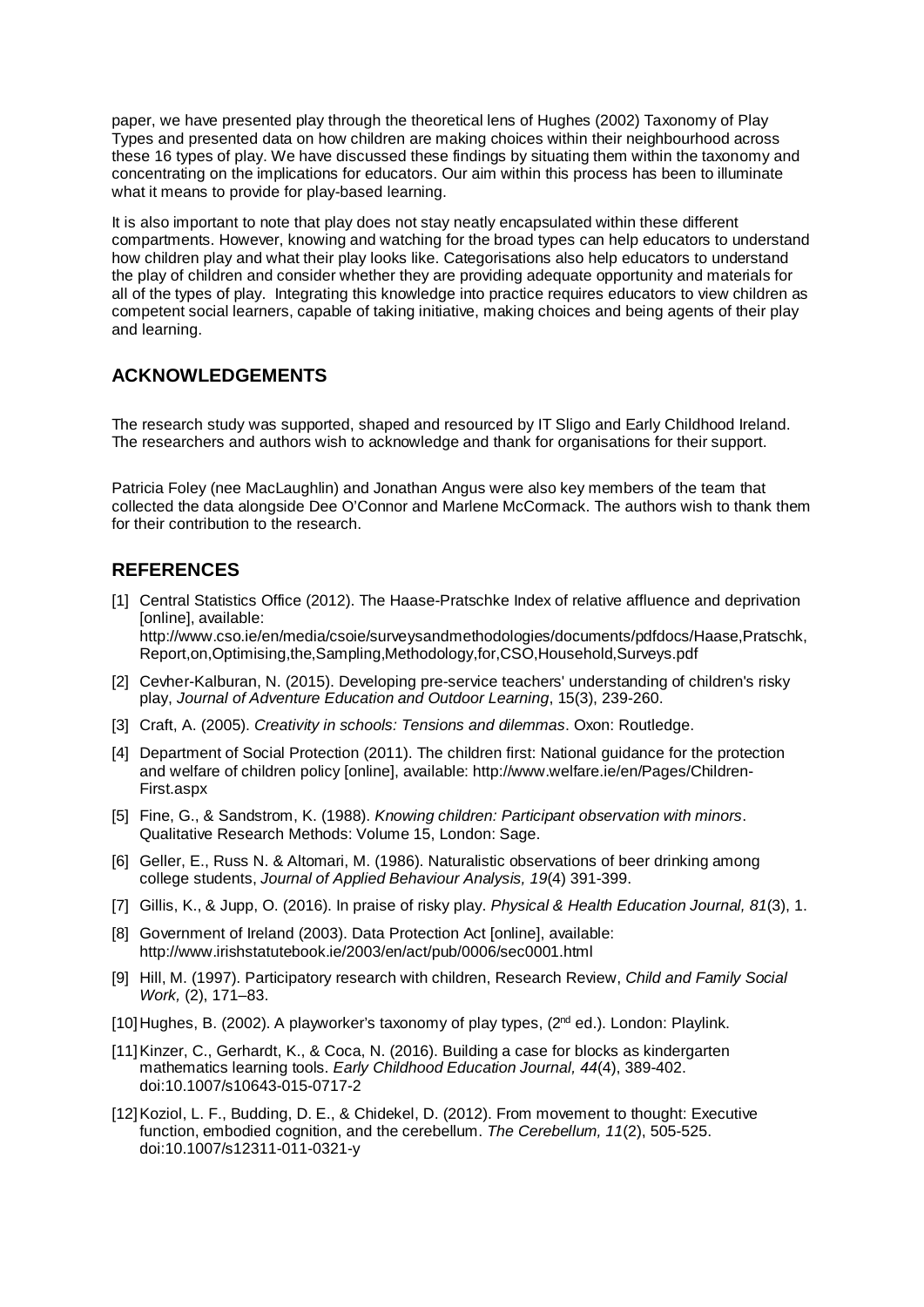paper, we have presented play through the theoretical lens of Hughes (2002) Taxonomy of Play Types and presented data on how children are making choices within their neighbourhood across these 16 types of play. We have discussed these findings by situating them within the taxonomy and concentrating on the implications for educators. Our aim within this process has been to illuminate what it means to provide for play-based learning.

It is also important to note that play does not stay neatly encapsulated within these different compartments. However, knowing and watching for the broad types can help educators to understand how children play and what their play looks like. Categorisations also help educators to understand the play of children and consider whether they are providing adequate opportunity and materials for all of the types of play. Integrating this knowledge into practice requires educators to view children as competent social learners, capable of taking initiative, making choices and being agents of their play and learning.

## ACKNOWLEDGEMENTS

The research study was supported, shaped and resourced by IT Sligo and Early Childhood Ireland. The researchers and authors wish to acknowledge and thank for organisations for their support.

Patricia Foley (nee MacLaughlin) and Jonathan Angus were also key members of the team that collected the data alongside Dee O'Connor and Marlene McCormack. The authors wish to thank them for their contribution to the research.

## REFERENCES

[1] Central Statistics Office (2012). The Haase-Pratschke Index of relative affluence and deprivation [online], available: http://www.cso.ie/en/media/csoie/surveysandmethodologies/documents/pdfdocs/Haase,Pratschk,Report,on,Optimising,the,Sampling,Methodology,for,CSO,Household,Surveys.pdf

[2] Cevher-Kalburan, N. (2015). Developing pre-service teachers' understanding of children's risky play, *Journal of Adventure Education and Outdoor Learning*, 15(3), 239-260.

[3] Craft, A. (2005). *Creativity in schools: Tensions and dilemmas*. Oxon: Routledge.

[4] Department of Social Protection (2011). The children first: National guidance for the protection and welfare of children policy [online], available: http://www.welfare.ie/en/Pages/Children-First.aspx

[5] Fine, G., & Sandstrom, K. (1988). *Knowing children: Participant observation with minors*. Qualitative Research Methods: Volume 15, London: Sage.

[6] Geller, E., Russ N. & Altomari, M. (1986). Naturalistic observations of beer drinking among college students, *Journal of Applied Behaviour Analysis, 19*(4) 391-399.

[7] Gillis, K., & Jupp, O. (2016). In praise of risky play. *Physical & Health Education Journal, 81*(3), 1.

[8] Government of Ireland (2003). Data Protection Act [online], available: http://www.irishstatutebook.ie/2003/en/act/pub/0006/sec0001.html

[9] Hill, M. (1997). Participatory research with children, Research Review, *Child and Family Social Work,* (2), 171–83.

[10] Hughes, B. (2002). A playworker's taxonomy of play types, (2nd ed.). London: Playlink.

[11] Kinzer, C., Gerhardt, K., & Coca, N. (2016). Building a case for blocks as kindergarten mathematics learning tools. *Early Childhood Education Journal, 44*(4), 389-402. doi:10.1007/s10643-015-0717-2

[12] Koziol, L. F., Budding, D. E., & Chidekel, D. (2012). From movement to thought: Executive function, embodied cognition, and the cerebellum. *The Cerebellum, 11*(2), 505-525. doi:10.1007/s12311-011-0321-y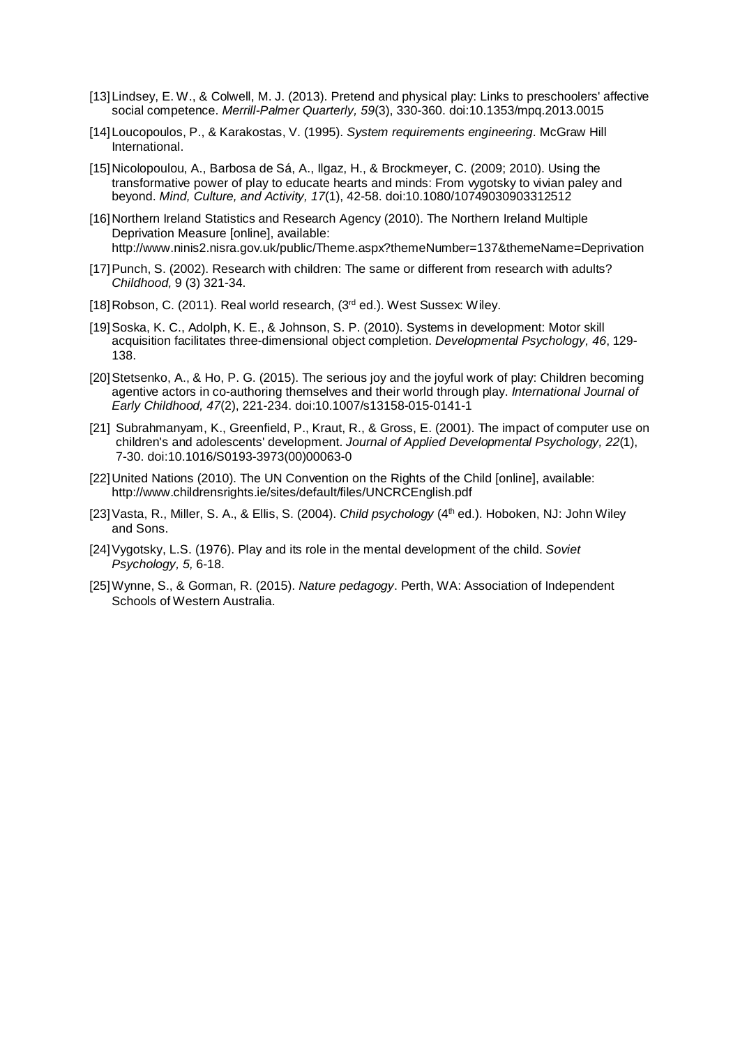[13] Lindsey, E. W., & Colwell, M. J. (2013). Pretend and physical play: Links to preschoolers' affective social competence. *Merrill-Palmer Quarterly, 59*(3), 330-360. doi:10.1353/mpq.2013.0015

[14] Loucopoulos, P., & Karakostas, V. (1995). *System requirements engineering*. McGraw Hill International.

[15] Nicolopoulou, A., Barbosa de Sá, A., Ilgaz, H., & Brockmeyer, C. (2009; 2010). Using the transformative power of play to educate hearts and minds: From vygotsky to vivian paley and beyond. *Mind, Culture, and Activity, 17*(1), 42-58. doi:10.1080/10749030903312512

[16] Northern Ireland Statistics and Research Agency (2010). The Northern Ireland Multiple Deprivation Measure [online], available: http://www.ninis2.nisra.gov.uk/public/Theme.aspx?themeNumber=137&themeName=Deprivation

[17] Punch, S. (2002). Research with children: The same or different from research with adults? *Childhood,* 9 (3) 321-34.

[18] Robson, C. (2011). Real world research, (3rd ed.). West Sussex: Wiley.

[19] Soska, K. C., Adolph, K. E., & Johnson, S. P. (2010). Systems in development: Motor skill acquisition facilitates three-dimensional object completion. *Developmental Psychology, 46*, 129-138.

[20] Stetsenko, A., & Ho, P. G. (2015). The serious joy and the joyful work of play: Children becoming agentive actors in co-authoring themselves and their world through play. *International Journal of Early Childhood, 47*(2), 221-234. doi:10.1007/s13158-015-0141-1

[21] Subrahmanyam, K., Greenfield, P., Kraut, R., & Gross, E. (2001). The impact of computer use on children's and adolescents' development. *Journal of Applied Developmental Psychology, 22*(1), 7-30. doi:10.1016/S0193-3973(00)00063-0

[22] United Nations (2010). The UN Convention on the Rights of the Child [online], available: http://www.childrensrights.ie/sites/default/files/UNCRCEnglish.pdf

[23] Vasta, R., Miller, S. A., & Ellis, S. (2004). *Child psychology* (4th ed.). Hoboken, NJ: John Wiley and Sons.

[24] Vygotsky, L.S. (1976). Play and its role in the mental development of the child. *Soviet Psychology, 5,* 6-18.

[25] Wynne, S., & Gorman, R. (2015). *Nature pedagogy*. Perth, WA: Association of Independent Schools of Western Australia.